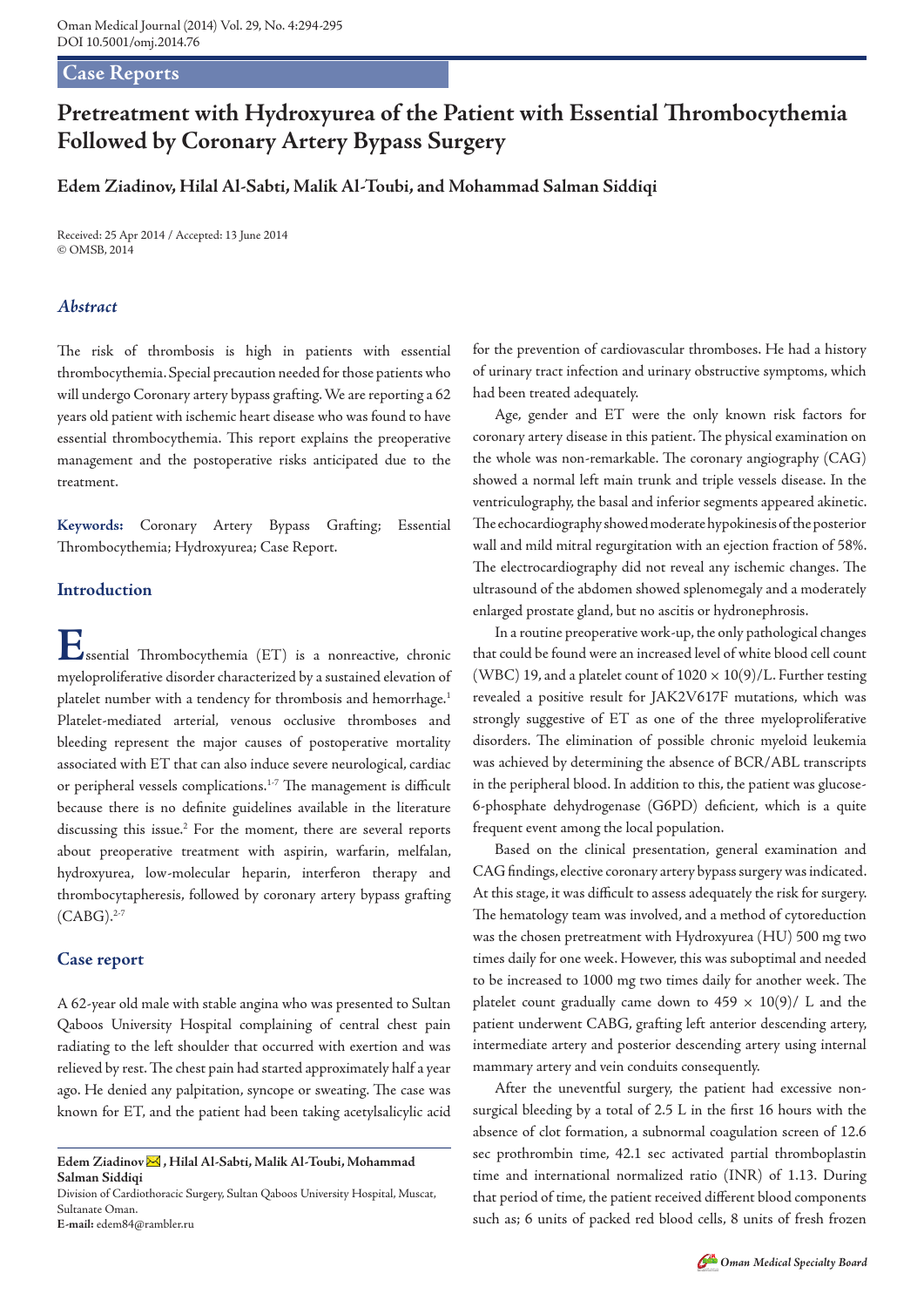## Case Reports

# Pretreatment with Hydroxyurea of the Patient with Essential Thrombocythemia Followed by Coronary Artery Bypass Surgery

**Edem Ziadinov, Hilal Al-Sabti, Malik Al-Toubi, and Mohammad Salman Siddiqi**

Received: 25 Apr 2014 / Accepted: 13 June 2014
© OMSB, 2014

### *Abstract*

The risk of thrombosis is high in patients with essential thrombocythemia. Special precaution needed for those patients who will undergo Coronary artery bypass grafting. We are reporting a 62 years old patient with ischemic heart disease who was found to have essential thrombocythemia. This report explains the preoperative management and the postoperative risks anticipated due to the treatment.

**Keywords:** Coronary Artery Bypass Grafting; Essential Thrombocythemia; Hydroxyurea; Case Report.

## Introduction

Essential Thrombocythemia (ET) is a nonreactive, chronic myeloproliferative disorder characterized by a sustained elevation of platelet number with a tendency for thrombosis and hemorrhage.[1] Platelet-mediated arterial, venous occlusive thromboses and bleeding represent the major causes of postoperative mortality associated with ET that can also induce severe neurological, cardiac or peripheral vessels complications.[1-7] The management is difficult because there is no definite guidelines available in the literature discussing this issue.[2] For the moment, there are several reports about preoperative treatment with aspirin, warfarin, melfalan, hydroxyurea, low-molecular heparin, interferon therapy and thrombocytapheresis, followed by coronary artery bypass grafting (CABG).[2-7]

## Case report

A 62-year old male with stable angina who was presented to Sultan Qaboos University Hospital complaining of central chest pain radiating to the left shoulder that occurred with exertion and was relieved by rest. The chest pain had started approximately half a year ago. He denied any palpitation, syncope or sweating. The case was known for ET, and the patient had been taking acetylsalicylic acid for the prevention of cardiovascular thromboses. He had a history of urinary tract infection and urinary obstructive symptoms, which had been treated adequately.

Age, gender and ET were the only known risk factors for coronary artery disease in this patient. The physical examination on the whole was non-remarkable. The coronary angiography (CAG) showed a normal left main trunk and triple vessels disease. In the ventriculography, the basal and inferior segments appeared akinetic. The echocardiography showed moderate hypokinesis of the posterior wall and mild mitral regurgitation with an ejection fraction of 58%. The electrocardiography did not reveal any ischemic changes. The ultrasound of the abdomen showed splenomegaly and a moderately enlarged prostate gland, but no ascitis or hydronephrosis.

In a routine preoperative work-up, the only pathological changes that could be found were an increased level of white blood cell count (WBC) 19, and a platelet count of 1020 × 10(9)/L. Further testing revealed a positive result for JAK2V617F mutations, which was strongly suggestive of ET as one of the three myeloproliferative disorders. The elimination of possible chronic myeloid leukemia was achieved by determining the absence of BCR/ABL transcripts in the peripheral blood. In addition to this, the patient was glucose-6-phosphate dehydrogenase (G6PD) deficient, which is a quite frequent event among the local population.

Based on the clinical presentation, general examination and CAG findings, elective coronary artery bypass surgery was indicated. At this stage, it was difficult to assess adequately the risk for surgery. The hematology team was involved, and a method of cytoreduction was the chosen pretreatment with Hydroxyurea (HU) 500 mg two times daily for one week. However, this was suboptimal and needed to be increased to 1000 mg two times daily for another week. The platelet count gradually came down to 459 × 10(9)/ L and the patient underwent CABG, grafting left anterior descending artery, intermediate artery and posterior descending artery using internal mammary artery and vein conduits consequently.

After the uneventful surgery, the patient had excessive non-surgical bleeding by a total of 2.5 L in the first 16 hours with the absence of clot formation, a subnormal coagulation screen of 12.6 sec prothrombin time, 42.1 sec activated partial thromboplastin time and international normalized ratio (INR) of 1.13. During that period of time, the patient received different blood components such as; 6 units of packed red blood cells, 8 units of fresh frozen

---

**Edem Ziadinov**, **Hilal Al-Sabti, Malik Al-Toubi, Mohammad Salman Siddiqi**
Division of Cardiothoracic Surgery, Sultan Qaboos University Hospital, Muscat, Sultanate Oman.
**E-mail:** edem84@rambler.ru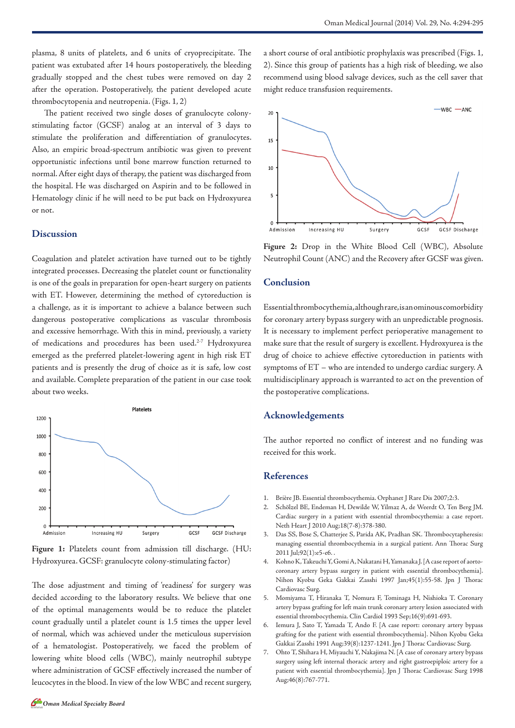plasma, 8 units of platelets, and 6 units of cryoprecipitate. The patient was extubated after 14 hours postoperatively, the bleeding gradually stopped and the chest tubes were removed on day 2 after the operation. Postoperatively, the patient developed acute thrombocytopenia and neutropenia. (Figs. 1, 2)

The patient received two single doses of granulocyte colony-stimulating factor (GCSF) analog at an interval of 3 days to stimulate the proliferation and differentiation of granulocytes. Also, an empiric broad-spectrum antibiotic was given to prevent opportunistic infections until bone marrow function returned to normal. After eight days of therapy, the patient was discharged from the hospital. He was discharged on Aspirin and to be followed in Hematology clinic if he will need to be put back on Hydroxyurea or not.

## Discussion

Coagulation and platelet activation have turned out to be tightly integrated processes. Decreasing the platelet count or functionality is one of the goals in preparation for open-heart surgery on patients with ET. However, determining the method of cytoreduction is a challenge, as it is important to achieve a balance between such dangerous postoperative complications as vascular thrombosis and excessive hemorrhage. With this in mind, previously, a variety of medications and procedures has been used.[2-7] Hydroxyurea emerged as the preferred platelet-lowering agent in high risk ET patients and is presently the drug of choice as it is safe, low cost and available. Complete preparation of the patient in our case took about two weeks.

Platelets

1200
1000
800
600
400
200
0

Admission Increasing HU Surgery GCSF GCSF Discharge

**Figure 1:** Platelets count from admission till discharge. (HU: Hydroxyurea. GCSF: granulocyte colony-stimulating factor)

The dose adjustment and timing of 'readiness' for surgery was decided according to the laboratory results. We believe that one of the optimal managements would be to reduce the platelet count gradually until a platelet count is 1.5 times the upper level of normal, which was achieved under the meticulous supervision of a hematologist. Postoperatively, we faced the problem of lowering white blood cells (WBC), mainly neutrophil subtype where administration of GCSF effectively increased the number of leucocytes in the blood. In view of the low WBC and recent surgery, a short course of oral antibiotic prophylaxis was prescribed (Figs. 1, 2). Since this group of patients has a high risk of bleeding, we also recommend using blood salvage devices, such as the cell saver that might reduce transfusion requirements.

WBC ANC

20
15
10
5
0

Admission Increasing HU Surgery GCSF GCSF Discharge

**Figure 2:** Drop in the White Blood Cell (WBC), Absolute Neutrophil Count (ANC) and the Recovery after GCSF was given.

## Conclusion

Essential thrombocythemia, although rare, is an ominous comorbidity for coronary artery bypass surgery with an unpredictable prognosis. It is necessary to implement perfect perioperative management to make sure that the result of surgery is excellent. Hydroxyurea is the drug of choice to achieve effective cytoreduction in patients with symptoms of ET – who are intended to undergo cardiac surgery. A multidisciplinary approach is warranted to act on the prevention of the postoperative complications.

## Acknowledgements

The author reported no conflict of interest and no funding was received for this work.

## References

1. Brière JB. Essential thrombocythemia. Orphanet J Rare Dis 2007;2:3.
2. Schölzel BE, Endeman H, Dewilde W, Yilmaz A, de Weerdt O, Ten Berg JM. Cardiac surgery in a patient with essential thrombocythemia: a case report. Neth Heart J 2010 Aug;18(7-8):378-380.
3. Das SS, Bose S, Chatterjee S, Parida AK, Pradhan SK. Thrombocytapheresis: managing essential thrombocythemia in a surgical patient. Ann Thorac Surg 2011 Jul;92(1):e5-e6. .
4. Kohno K, Takeuchi Y, Gomi A, Nakatani H, Yamanaka J. [A case report of aorto-coronary artery bypass surgery in patient with essential thrombocythemia]. Nihon Kyobu Geka Gakkai Zasshi 1997 Jan;45(1):55-58. Jpn J Thorac Cardiovasc Surg.
5. Momiyama T, Hiranaka T, Nomura F, Tominaga H, Nishioka T. Coronary artery bypass grafting for left main trunk coronary artery lesion associated with essential thrombocythemia. Clin Cardiol 1993 Sep;16(9):691-693.
6. Iemura J, Sato T, Yamada T, Ando F. [A case report: coronary artery bypass grafting for the patient with essential thrombocythemia]. Nihon Kyobu Geka Gakkai Zasshi 1991 Aug;39(8):1237-1241. Jpn J Thorac Cardiovasc Surg.
7. Ohto T, Shihara H, Miyauchi Y, Nakajima N. [A case of coronary artery bypass surgery using left internal thoracic artery and right gastroepiploic artery for a patient with essential thrombocythemia]. Jpn J Thorac Cardiovasc Surg 1998 Aug;46(8):767-771.